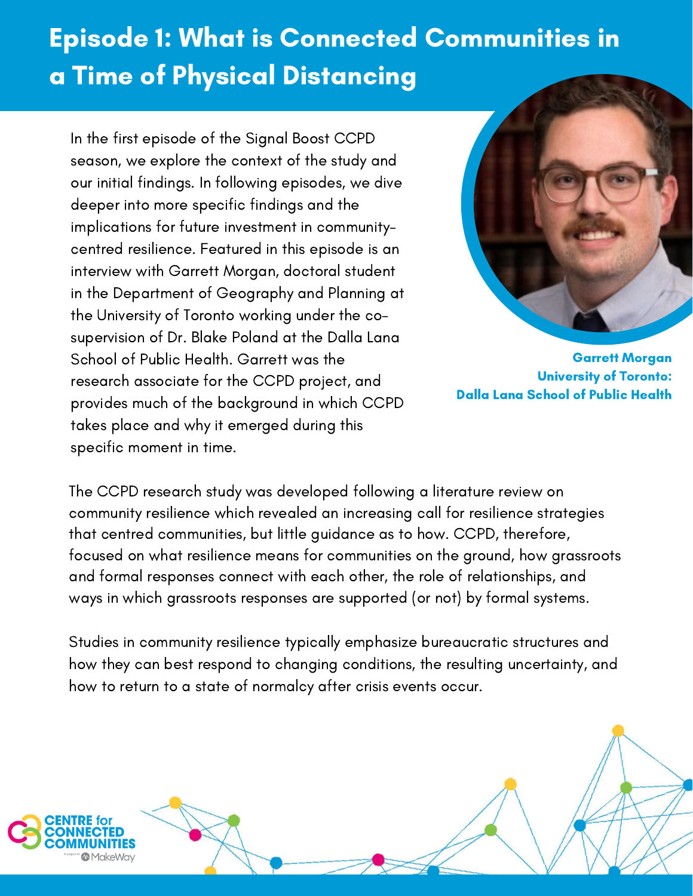# Episode 1: What is Connected Communities in a Time of Physical Distancing

In the first episode of the Signal Boost CCPD season, we explore the context of the study and our initial findings. In following episodes, we dive deeper into more specific findings and the implications for future investment in community-centred resilience. Featured in this episode is an interview with Garrett Morgan, doctoral student in the Department of Geography and Planning at the University of Toronto working under the co-supervision of Dr. Blake Poland at the Dalla Lana School of Public Health. Garrett was the research associate for the CCPD project, and provides much of the background in which CCPD takes place and why it emerged during this specific moment in time.

**Garrett Morgan**
**University of Toronto: Dalla Lana School of Public Health**

The CCPD research study was developed following a literature review on community resilience which revealed an increasing call for resilience strategies that centred communities, but little guidance as to how. CCPD, therefore, focused on what resilience means for communities on the ground, how grassroots and formal responses connect with each other, the role of relationships, and ways in which grassroots responses are supported (or not) by formal systems.

Studies in community resilience typically emphasize bureaucratic structures and how they can best respond to changing conditions, the resulting uncertainty, and how to return to a state of normalcy after crisis events occur.

CENTRE for CONNECTED COMMUNITIES
A project of MakeWay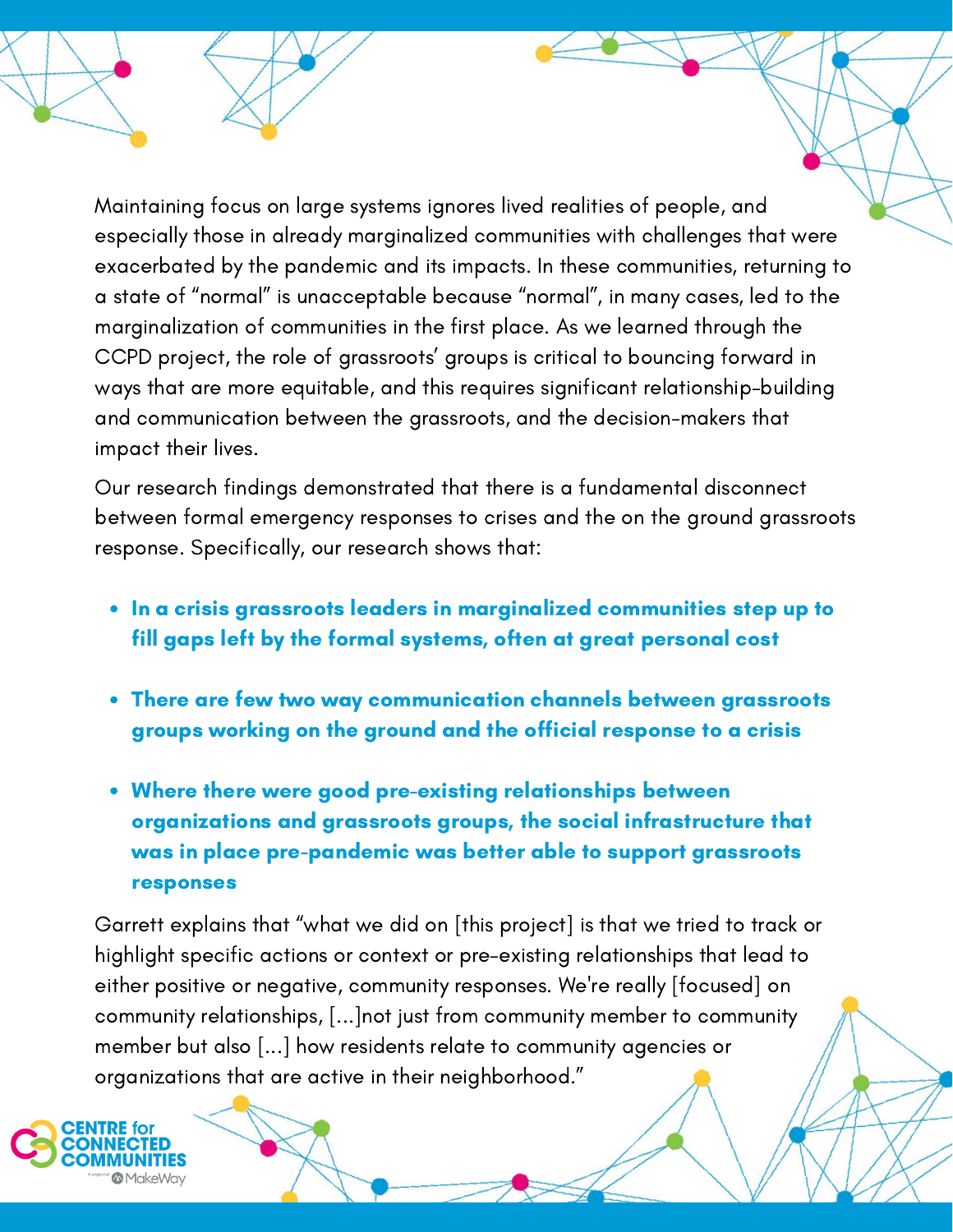Maintaining focus on large systems ignores lived realities of people, and especially those in already marginalized communities with challenges that were exacerbated by the pandemic and its impacts. In these communities, returning to a state of "normal" is unacceptable because "normal", in many cases, led to the marginalization of communities in the first place. As we learned through the CCPD project, the role of grassroots' groups is critical to bouncing forward in ways that are more equitable, and this requires significant relationship-building and communication between the grassroots, and the decision-makers that impact their lives.

Our research findings demonstrated that there is a fundamental disconnect between formal emergency responses to crises and the on the ground grassroots response. Specifically, our research shows that:

- **In a crisis grassroots leaders in marginalized communities step up to fill gaps left by the formal systems, often at great personal cost**
- **There are few two way communication channels between grassroots groups working on the ground and the official response to a crisis**
- **Where there were good pre-existing relationships between organizations and grassroots groups, the social infrastructure that was in place pre-pandemic was better able to support grassroots responses**

Garrett explains that "what we did on [this project] is that we tried to track or highlight specific actions or context or pre-existing relationships that lead to either positive or negative, community responses. We're really [focused] on community relationships, [...]not just from community member to community member but also [...] how residents relate to community agencies or organizations that are active in their neighborhood."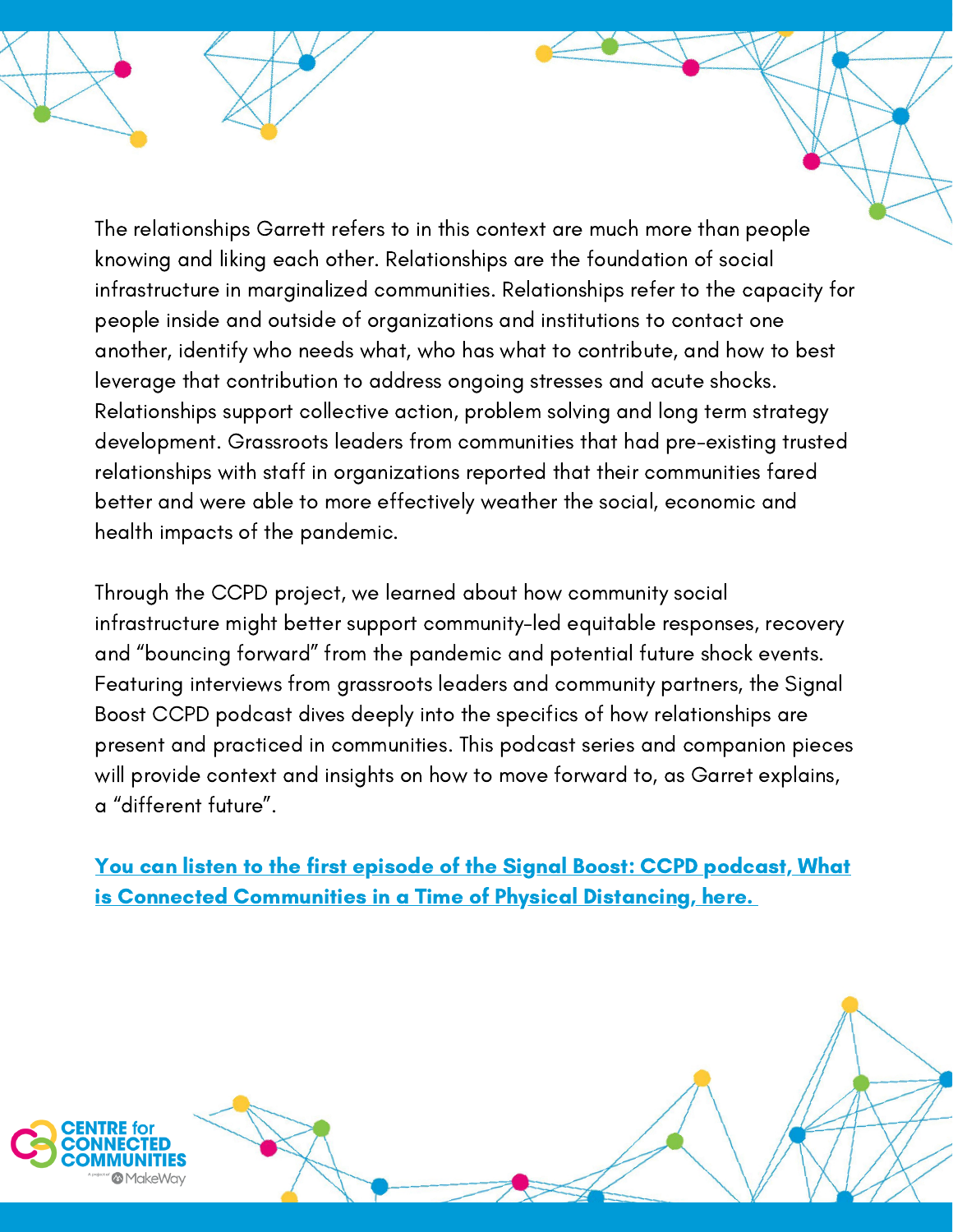The relationships Garrett refers to in this context are much more than people knowing and liking each other. Relationships are the foundation of social infrastructure in marginalized communities. Relationships refer to the capacity for people inside and outside of organizations and institutions to contact one another, identify who needs what, who has what to contribute, and how to best leverage that contribution to address ongoing stresses and acute shocks. Relationships support collective action, problem solving and long term strategy development. Grassroots leaders from communities that had pre-existing trusted relationships with staff in organizations reported that their communities fared better and were able to more effectively weather the social, economic and health impacts of the pandemic.

Through the CCPD project, we learned about how community social infrastructure might better support community-led equitable responses, recovery and "bouncing forward" from the pandemic and potential future shock events. Featuring interviews from grassroots leaders and community partners, the Signal Boost CCPD podcast dives deeply into the specifics of how relationships are present and practiced in communities. This podcast series and companion pieces will provide context and insights on how to move forward to, as Garret explains, a "different future".

**You can listen to the first episode of the Signal Boost: CCPD podcast, What is Connected Communities in a Time of Physical Distancing, here.**

CENTRE for CONNECTED COMMUNITIES

A project of MakeWay